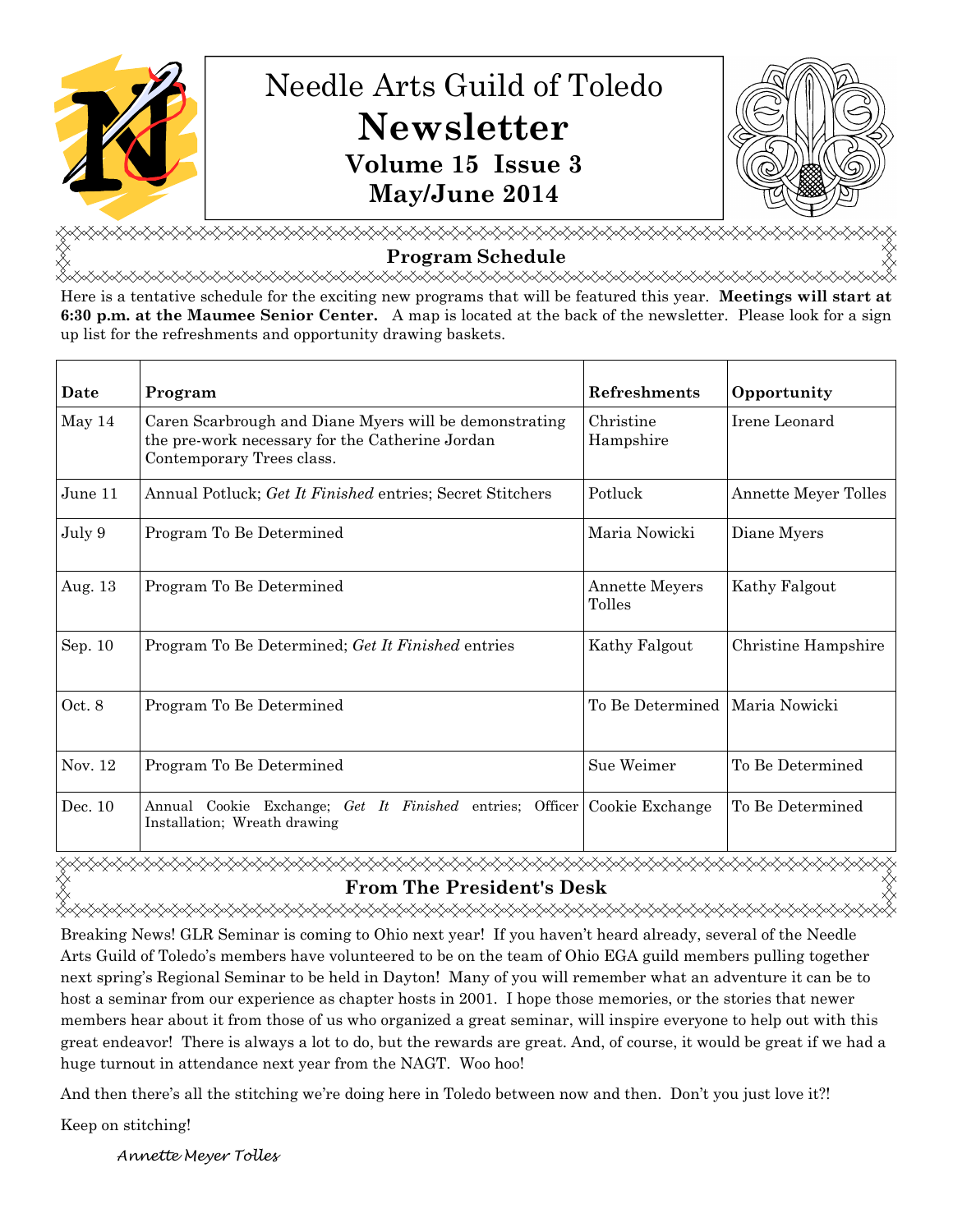# Needle Arts Guild of Toledo

## Newsletter

### Volume 15 Issue 3

### May/June 2014

## Program Schedule

Here is a tentative schedule for the exciting new programs that will be featured this year. **Meetings will start at 6:30 p.m. at the Maumee Senior Center.** A map is located at the back of the newsletter. Please look for a sign up list for the refreshments and opportunity drawing baskets.

| Date | Program | Refreshments | Opportunity |
|---|---|---|---|
| May 14 | Caren Scarbrough and Diane Myers will be demonstrating the pre-work necessary for the Catherine Jordan Contemporary Trees class. | Christine Hampshire | Irene Leonard |
| June 11 | Annual Potluck; *Get It Finished* entries; Secret Stitchers | Potluck | Annette Meyer Tolles |
| July 9 | Program To Be Determined | Maria Nowicki | Diane Myers |
| Aug. 13 | Program To Be Determined | Annette Meyers Tolles | Kathy Falgout |
| Sep. 10 | Program To Be Determined; *Get It Finished* entries | Kathy Falgout | Christine Hampshire |
| Oct. 8 | Program To Be Determined | To Be Determined | Maria Nowicki |
| Nov. 12 | Program To Be Determined | Sue Weimer | To Be Determined |
| Dec. 10 | Annual Cookie Exchange; *Get It Finished* entries; Officer Installation; Wreath drawing | Cookie Exchange | To Be Determined |

## From The President's Desk

Breaking News! GLR Seminar is coming to Ohio next year! If you haven't heard already, several of the Needle Arts Guild of Toledo's members have volunteered to be on the team of Ohio EGA guild members pulling together next spring's Regional Seminar to be held in Dayton! Many of you will remember what an adventure it can be to host a seminar from our experience as chapter hosts in 2001. I hope those memories, or the stories that newer members hear about it from those of us who organized a great seminar, will inspire everyone to help out with this great endeavor! There is always a lot to do, but the rewards are great. And, of course, it would be great if we had a huge turnout in attendance next year from the NAGT. Woo hoo!

And then there's all the stitching we're doing here in Toledo between now and then. Don't you just love it?!

Keep on stitching!

*Annette Meyer Tolles*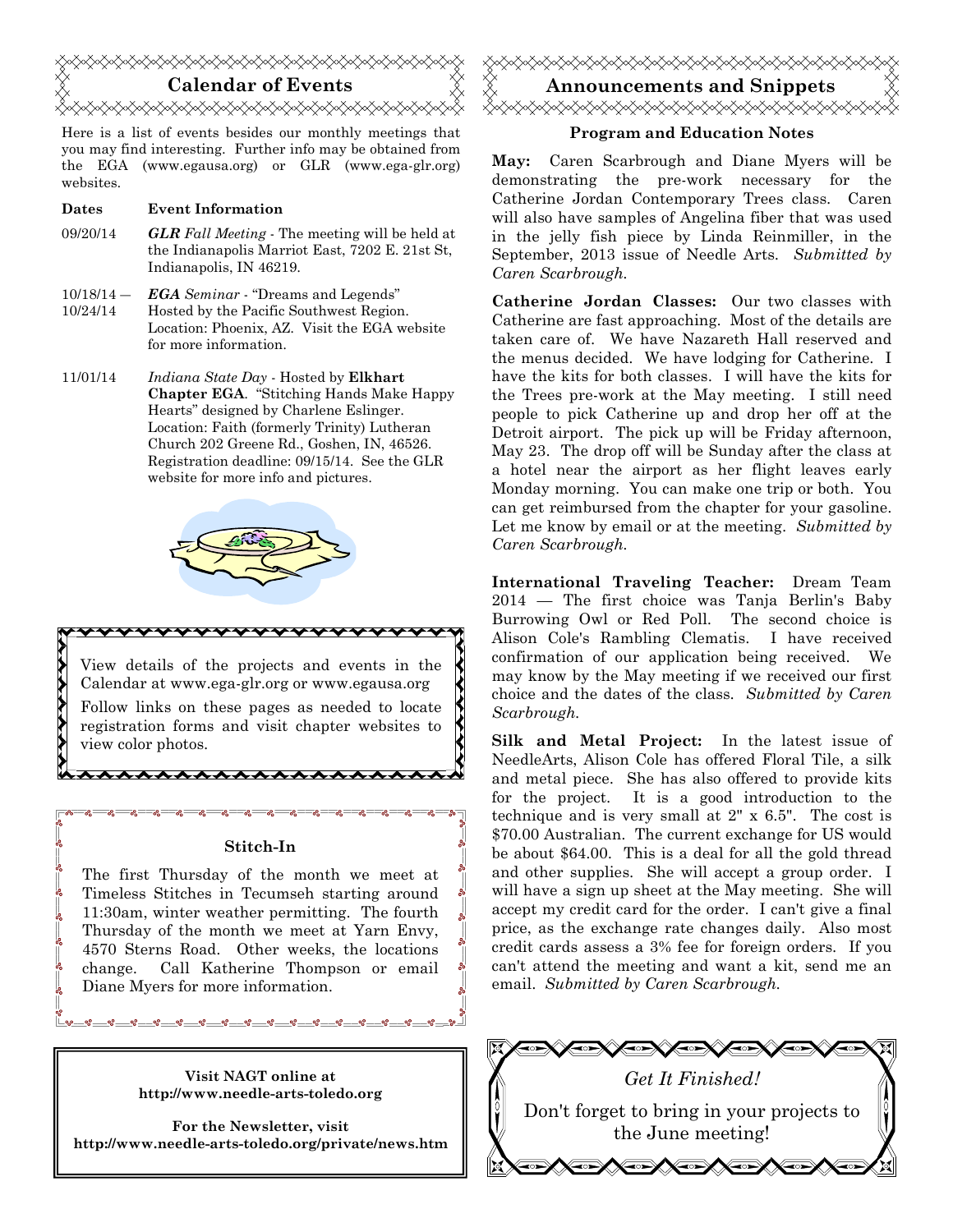## Calendar of Events

Here is a list of events besides our monthly meetings that you may find interesting. Further info may be obtained from the EGA (www.egausa.org) or GLR (www.ega-glr.org) websites.

| Dates | Event Information |
|---|---|
| 09/20/14 | ***GLR** Fall Meeting* - The meeting will be held at the Indianapolis Marriot East, 7202 E. 21st St, Indianapolis, IN 46219. |
| 10/18/14 — 10/24/14 | ***EGA** Seminar* - "Dreams and Legends" Hosted by the Pacific Southwest Region. Location: Phoenix, AZ. Visit the EGA website for more information. |
| 11/01/14 | *Indiana State Day* - Hosted by **Elkhart Chapter EGA**. "Stitching Hands Make Happy Hearts" designed by Charlene Eslinger. Location: Faith (formerly Trinity) Lutheran Church 202 Greene Rd., Goshen, IN, 46526. Registration deadline: 09/15/14. See the GLR website for more info and pictures. |

View details of the projects and events in the Calendar at www.ega-glr.org or www.egausa.org

Follow links on these pages as needed to locate registration forms and visit chapter websites to view color photos.

### Stitch-In

The first Thursday of the month we meet at Timeless Stitches in Tecumseh starting around 11:30am, winter weather permitting. The fourth Thursday of the month we meet at Yarn Envy, 4570 Sterns Road. Other weeks, the locations change. Call Katherine Thompson or email Diane Myers for more information.

**Visit NAGT online at**
**http://www.needle-arts-toledo.org**

**For the Newsletter, visit**
**http://www.needle-arts-toledo.org/private/news.htm**

## Announcements and Snippets

### Program and Education Notes

**May:** Caren Scarbrough and Diane Myers will be demonstrating the pre-work necessary for the Catherine Jordan Contemporary Trees class. Caren will also have samples of Angelina fiber that was used in the jelly fish piece by Linda Reinmiller, in the September, 2013 issue of Needle Arts. *Submitted by Caren Scarbrough.*

**Catherine Jordan Classes:** Our two classes with Catherine are fast approaching. Most of the details are taken care of. We have Nazareth Hall reserved and the menus decided. We have lodging for Catherine. I have the kits for both classes. I will have the kits for the Trees pre-work at the May meeting. I still need people to pick Catherine up and drop her off at the Detroit airport. The pick up will be Friday afternoon, May 23. The drop off will be Sunday after the class at a hotel near the airport as her flight leaves early Monday morning. You can make one trip or both. You can get reimbursed from the chapter for your gasoline. Let me know by email or at the meeting. *Submitted by Caren Scarbrough.*

**International Traveling Teacher:** Dream Team 2014 — The first choice was Tanja Berlin's Baby Burrowing Owl or Red Poll. The second choice is Alison Cole's Rambling Clematis. I have received confirmation of our application being received. We may know by the May meeting if we received our first choice and the dates of the class. *Submitted by Caren Scarbrough.*

**Silk and Metal Project:** In the latest issue of NeedleArts, Alison Cole has offered Floral Tile, a silk and metal piece. She has also offered to provide kits for the project. It is a good introduction to the technique and is very small at 2" x 6.5". The cost is $70.00 Australian. The current exchange for US would be about $64.00. This is a deal for all the gold thread and other supplies. She will accept a group order. I will have a sign up sheet at the May meeting. She will accept my credit card for the order. I can't give a final price, as the exchange rate changes daily. Also most credit cards assess a 3% fee for foreign orders. If you can't attend the meeting and want a kit, send me an email. *Submitted by Caren Scarbrough.*

*Get It Finished!*

Don't forget to bring in your projects to the June meeting!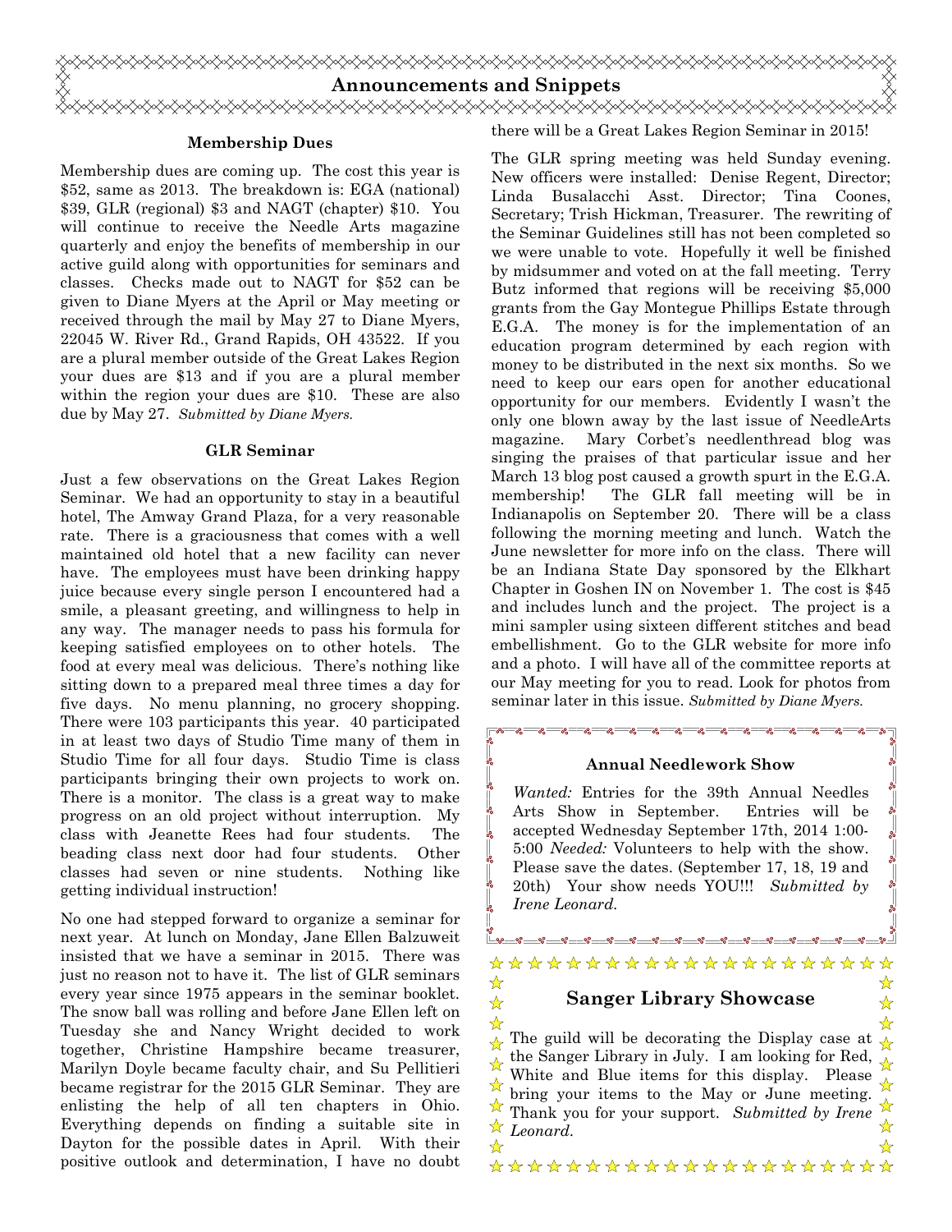# Announcements and Snippets

### Membership Dues

Membership dues are coming up. The cost this year is $52, same as 2013. The breakdown is: EGA (national) $39, GLR (regional) $3 and NAGT (chapter) $10. You will continue to receive the Needle Arts magazine quarterly and enjoy the benefits of membership in our active guild along with opportunities for seminars and classes. Checks made out to NAGT for $52 can be given to Diane Myers at the April or May meeting or received through the mail by May 27 to Diane Myers, 22045 W. River Rd., Grand Rapids, OH 43522. If you are a plural member outside of the Great Lakes Region your dues are $13 and if you are a plural member within the region your dues are $10. These are also due by May 27. *Submitted by Diane Myers.*

### GLR Seminar

Just a few observations on the Great Lakes Region Seminar. We had an opportunity to stay in a beautiful hotel, The Amway Grand Plaza, for a very reasonable rate. There is a graciousness that comes with a well maintained old hotel that a new facility can never have. The employees must have been drinking happy juice because every single person I encountered had a smile, a pleasant greeting, and willingness to help in any way. The manager needs to pass his formula for keeping satisfied employees on to other hotels. The food at every meal was delicious. There's nothing like sitting down to a prepared meal three times a day for five days. No menu planning, no grocery shopping. There were 103 participants this year. 40 participated in at least two days of Studio Time many of them in Studio Time for all four days. Studio Time is class participants bringing their own projects to work on. There is a monitor. The class is a great way to make progress on an old project without interruption. My class with Jeanette Rees had four students. The beading class next door had four students. Other classes had seven or nine students. Nothing like getting individual instruction!

No one had stepped forward to organize a seminar for next year. At lunch on Monday, Jane Ellen Balzuweit insisted that we have a seminar in 2015. There was just no reason not to have it. The list of GLR seminars every year since 1975 appears in the seminar booklet. The snow ball was rolling and before Jane Ellen left on Tuesday she and Nancy Wright decided to work together, Christine Hampshire became treasurer, Marilyn Doyle became faculty chair, and Su Pellitieri became registrar for the 2015 GLR Seminar. They are enlisting the help of all ten chapters in Ohio. Everything depends on finding a suitable site in Dayton for the possible dates in April. With their positive outlook and determination, I have no doubt there will be a Great Lakes Region Seminar in 2015!

The GLR spring meeting was held Sunday evening. New officers were installed: Denise Regent, Director; Linda Busalacchi Asst. Director; Tina Coones, Secretary; Trish Hickman, Treasurer. The rewriting of the Seminar Guidelines still has not been completed so we were unable to vote. Hopefully it well be finished by midsummer and voted on at the fall meeting. Terry Butz informed that regions will be receiving $5,000 grants from the Gay Montegue Phillips Estate through E.G.A. The money is for the implementation of an education program determined by each region with money to be distributed in the next six months. So we need to keep our ears open for another educational opportunity for our members. Evidently I wasn't the only one blown away by the last issue of NeedleArts magazine. Mary Corbet's needlenthread blog was singing the praises of that particular issue and her March 13 blog post caused a growth spurt in the E.G.A. membership! The GLR fall meeting will be in Indianapolis on September 20. There will be a class following the morning meeting and lunch. Watch the June newsletter for more info on the class. There will be an Indiana State Day sponsored by the Elkhart Chapter in Goshen IN on November 1. The cost is $45 and includes lunch and the project. The project is a mini sampler using sixteen different stitches and bead embellishment. Go to the GLR website for more info and a photo. I will have all of the committee reports at our May meeting for you to read. Look for photos from seminar later in this issue. *Submitted by Diane Myers.*

### Annual Needlework Show

*Wanted:* Entries for the 39th Annual Needles Arts Show in September. Entries will be accepted Wednesday September 17th, 2014 1:00-5:00 *Needed:* Volunteers to help with the show. Please save the dates. (September 17, 18, 19 and 20th) Your show needs YOU!!! *Submitted by Irene Leonard.*

### Sanger Library Showcase

The guild will be decorating the Display case at the Sanger Library in July. I am looking for Red, White and Blue items for this display. Please bring your items to the May or June meeting. Thank you for your support. *Submitted by Irene Leonard.*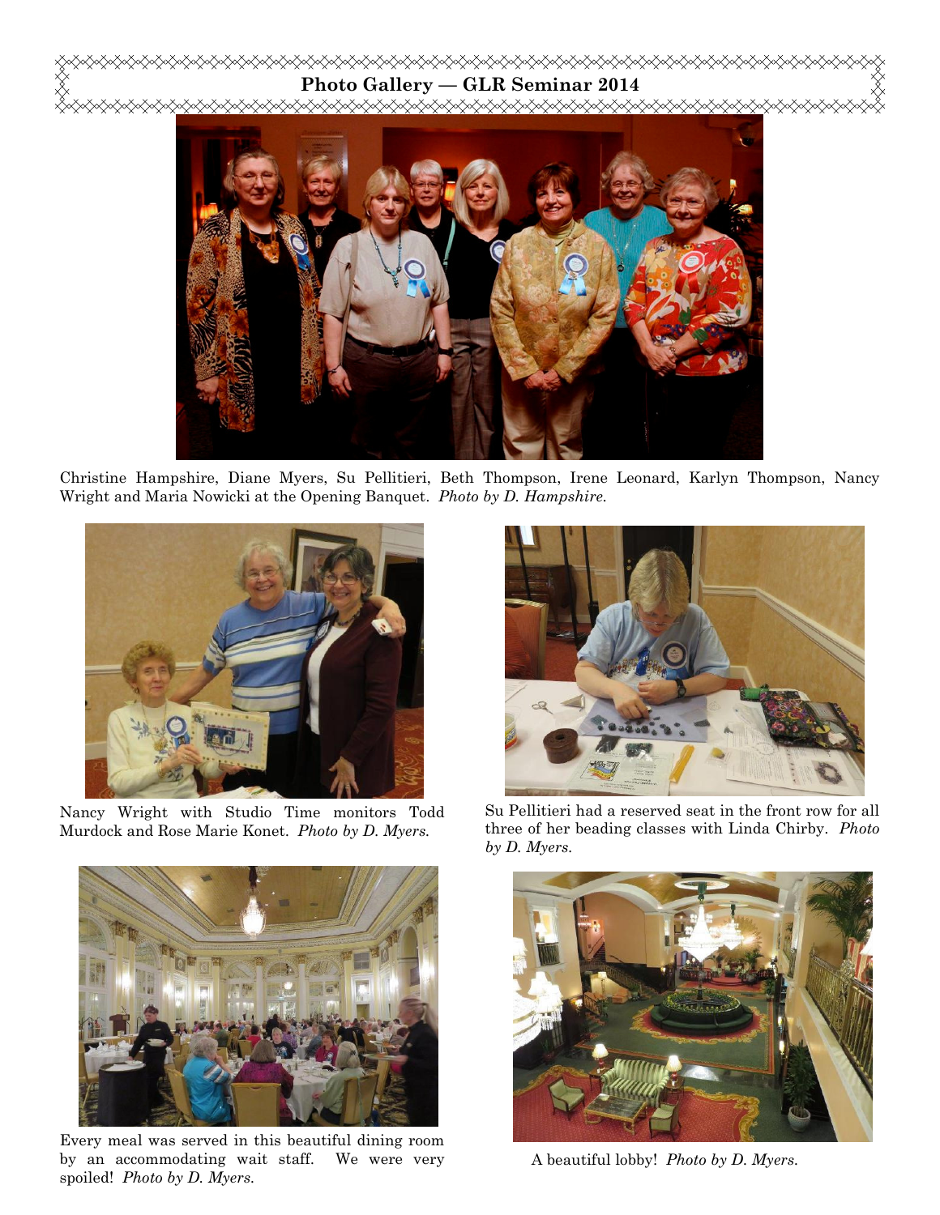## Photo Gallery — GLR Seminar 2014

Christine Hampshire, Diane Myers, Su Pellitieri, Beth Thompson, Irene Leonard, Karlyn Thompson, Nancy Wright and Maria Nowicki at the Opening Banquet. *Photo by D. Hampshire.*

Nancy Wright with Studio Time monitors Todd Murdock and Rose Marie Konet. *Photo by D. Myers.*

Su Pellitieri had a reserved seat in the front row for all three of her beading classes with Linda Chirby. *Photo by D. Myers.*

Every meal was served in this beautiful dining room by an accommodating wait staff. We were very spoiled! *Photo by D. Myers.*

A beautiful lobby! *Photo by D. Myers.*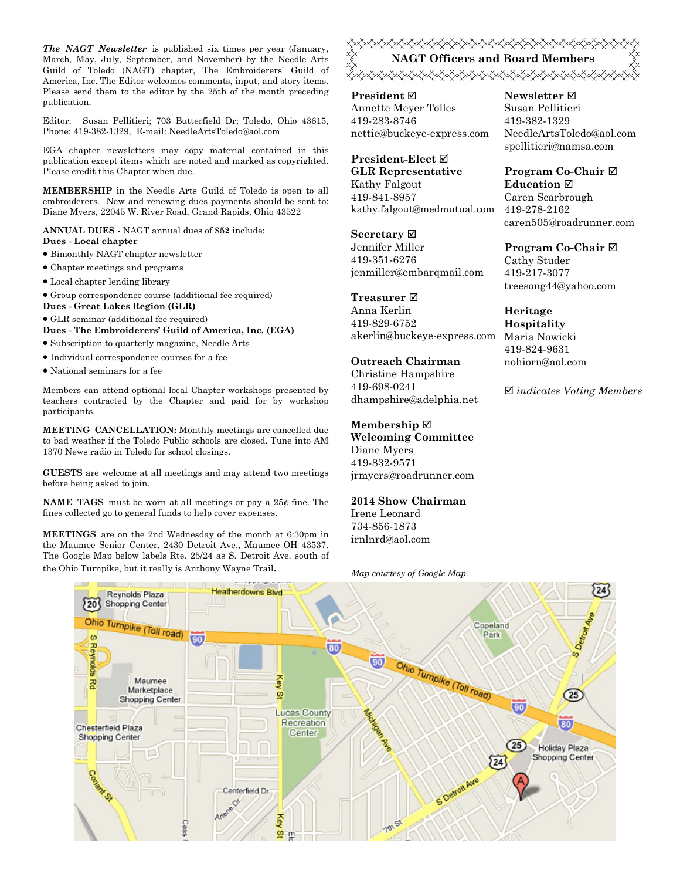***The NAGT Newsletter*** is published six times per year (January, March, May, July, September, and November) by the Needle Arts Guild of Toledo (NAGT) chapter, The Embroiderers' Guild of America, Inc. The Editor welcomes comments, input, and story items. Please send them to the editor by the 25th of the month preceding publication.

Editor: Susan Pellitieri; 703 Butterfield Dr; Toledo, Ohio 43615, Phone: 419-382-1329, E-mail: NeedleArtsToledo@aol.com

EGA chapter newsletters may copy material contained in this publication except items which are noted and marked as copyrighted. Please credit this Chapter when due.

**MEMBERSHIP** in the Needle Arts Guild of Toledo is open to all embroiderers. New and renewing dues payments should be sent to: Diane Myers, 22045 W. River Road, Grand Rapids, Ohio 43522

**ANNUAL DUES** - NAGT annual dues of **$52** include:

**Dues - Local chapter**

- Bimonthly NAGT chapter newsletter
- Chapter meetings and programs
- Local chapter lending library
- Group correspondence course (additional fee required)

**Dues - Great Lakes Region (GLR)**

- GLR seminar (additional fee required)

**Dues - The Embroiderers' Guild of America, Inc. (EGA)**

- Subscription to quarterly magazine, Needle Arts
- Individual correspondence courses for a fee
- National seminars for a fee

Members can attend optional local Chapter workshops presented by teachers contracted by the Chapter and paid for by workshop participants.

**MEETING CANCELLATION:** Monthly meetings are cancelled due to bad weather if the Toledo Public schools are closed. Tune into AM 1370 News radio in Toledo for school closings.

**GUESTS** are welcome at all meetings and may attend two meetings before being asked to join.

**NAME TAGS** must be worn at all meetings or pay a 25¢ fine. The fines collected go to general funds to help cover expenses.

**MEETINGS** are on the 2nd Wednesday of the month at 6:30pm in the Maumee Senior Center, 2430 Detroit Ave., Maumee OH 43537. The Google Map below labels Rte. 25/24 as S. Detroit Ave. south of the Ohio Turnpike, but it really is Anthony Wayne Trail.

## NAGT Officers and Board Members

**President ☑**
Annette Meyer Tolles
419-283-8746
nettie@buckeye-express.com

**President-Elect ☑**
**GLR Representative**
Kathy Falgout
419-841-8957
kathy.falgout@medmutual.com

**Secretary ☑**
Jennifer Miller
419-351-6276
jenmiller@embarqmail.com

**Treasurer ☑**
Anna Kerlin
419-829-6752
akerlin@buckeye-express.com

**Outreach Chairman**
Christine Hampshire
419-698-0241
dhampshire@adelphia.net

**Membership ☑**
**Welcoming Committee**
Diane Myers
419-832-9571
jrmyers@roadrunner.com

**2014 Show Chairman**
Irene Leonard
734-856-1873
irnlnrd@aol.com

**Newsletter ☑**
Susan Pellitieri
419-382-1329
NeedleArtsToledo@aol.com
spellitieri@namsa.com

**Program Co-Chair ☑**
**Education ☑**
Caren Scarbrough
419-278-2162
caren505@roadrunner.com

**Program Co-Chair ☑**
Cathy Studer
419-217-3077
treesong44@yahoo.com

**Heritage**
**Hospitality**
Maria Nowicki
419-824-9631
nohiorn@aol.com

☑ *indicates Voting Members*

*Map courtesy of Google Map.*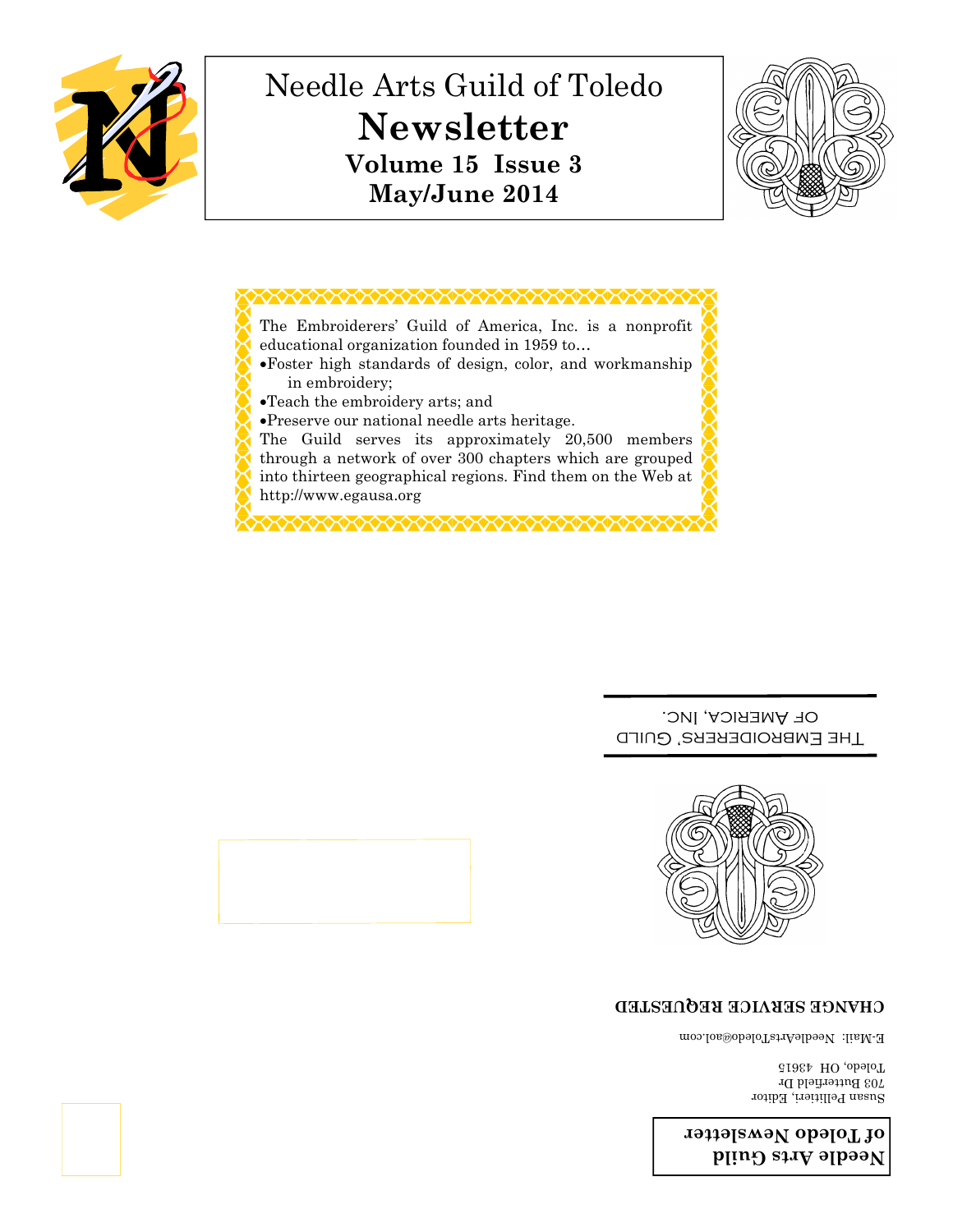# Needle Arts Guild of Toledo

# Newsletter

## Volume 15 Issue 3

## May/June 2014

The Embroiderers' Guild of America, Inc. is a nonprofit educational organization founded in 1959 to…

- Foster high standards of design, color, and workmanship in embroidery;
- Teach the embroidery arts; and
- Preserve our national needle arts heritage.

The Guild serves its approximately 20,500 members through a network of over 300 chapters which are grouped into thirteen geographical regions. Find them on the Web at http://www.egausa.org

THE EMBROIDERERS' GUILD
OF AMERICA, INC.

**CHANGE SERVICE REQUESTED**

E-Mail: NeedleArtsToledo@aol.com

Toledo, OH 43615
703 Butterfield Dr
Susan Pellitieri, Editor

**Needle Arts Guild of Toledo Newsletter**